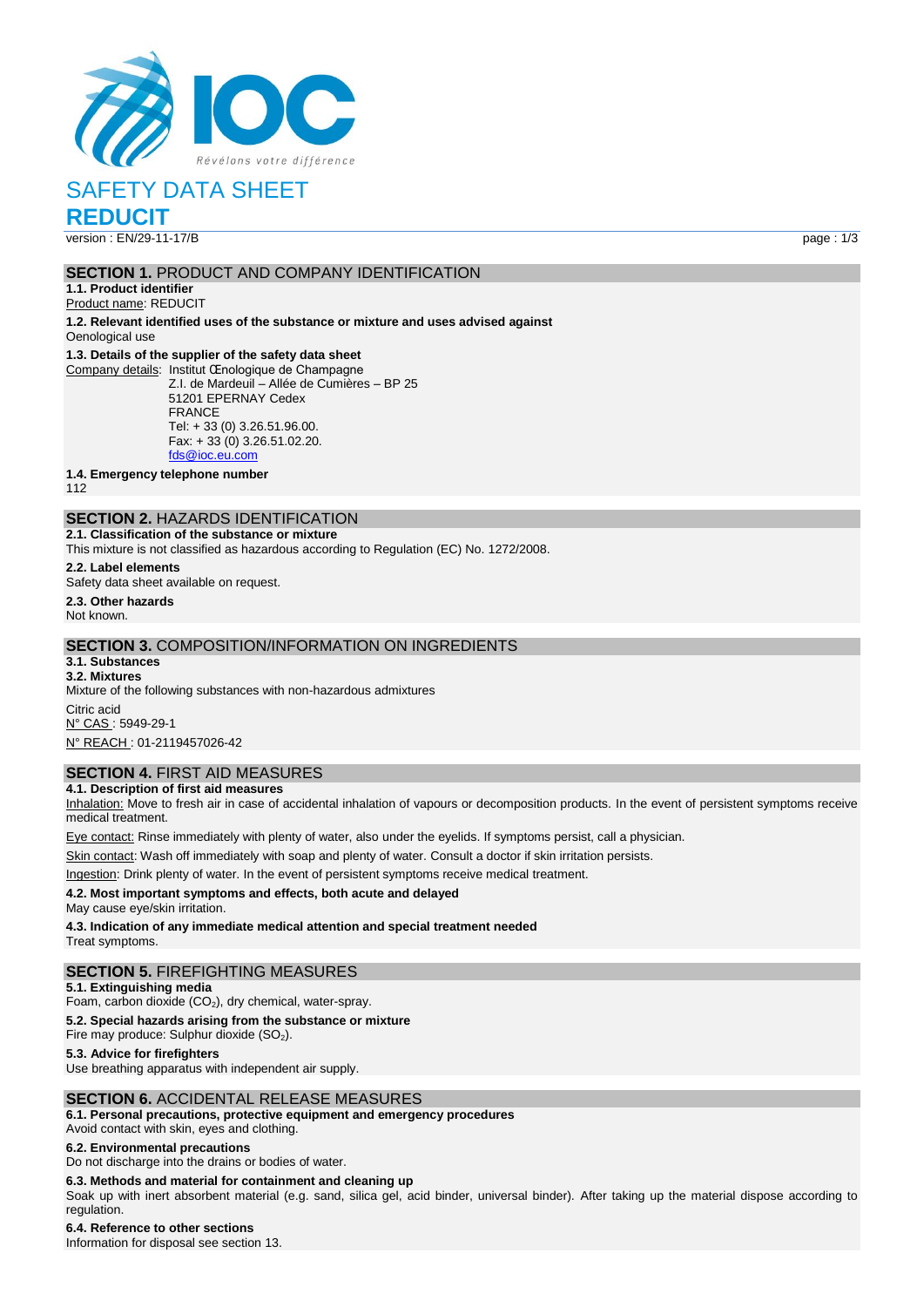Révélons votre différence

# SAFETY DATA SHEET

# REDUCIT

version : EN/29-11-17/B

## SECTION 1. PRODUCT AND COMPANY IDENTIFICATION

**1.1. Product identifier**

Product name: REDUCIT

**1.2. Relevant identified uses of the substance or mixture and uses advised against**

Oenological use

**1.3. Details of the supplier of the safety data sheet**

Company details: Institut Œnologique de Champagne
Z.I. de Mardeuil – Allée de Cumières – BP 25
51201 EPERNAY Cedex
FRANCE
Tel: + 33 (0) 3.26.51.96.00.
Fax: + 33 (0) 3.26.51.02.20.
fds@ioc.eu.com

**1.4. Emergency telephone number**

112

## SECTION 2. HAZARDS IDENTIFICATION

**2.1. Classification of the substance or mixture**

This mixture is not classified as hazardous according to Regulation (EC) No. 1272/2008.

**2.2. Label elements**

Safety data sheet available on request.

**2.3. Other hazards**

Not known.

## SECTION 3. COMPOSITION/INFORMATION ON INGREDIENTS

**3.1. Substances**

**3.2. Mixtures**

Mixture of the following substances with non-hazardous admixtures

Citric acid

N° CAS : 5949-29-1

N° REACH : 01-2119457026-42

## SECTION 4. FIRST AID MEASURES

**4.1. Description of first aid measures**

Inhalation: Move to fresh air in case of accidental inhalation of vapours or decomposition products. In the event of persistent symptoms receive medical treatment.

Eye contact: Rinse immediately with plenty of water, also under the eyelids. If symptoms persist, call a physician.

Skin contact: Wash off immediately with soap and plenty of water. Consult a doctor if skin irritation persists.

Ingestion: Drink plenty of water. In the event of persistent symptoms receive medical treatment.

**4.2. Most important symptoms and effects, both acute and delayed**

May cause eye/skin irritation.

**4.3. Indication of any immediate medical attention and special treatment needed**

Treat symptoms.

## SECTION 5. FIREFIGHTING MEASURES

**5.1. Extinguishing media**

Foam, carbon dioxide ($CO_2$), dry chemical, water-spray.

**5.2. Special hazards arising from the substance or mixture**

Fire may produce: Sulphur dioxide ($SO_2$).

**5.3. Advice for firefighters**

Use breathing apparatus with independent air supply.

## SECTION 6. ACCIDENTAL RELEASE MEASURES

**6.1. Personal precautions, protective equipment and emergency procedures**

Avoid contact with skin, eyes and clothing.

**6.2. Environmental precautions**

Do not discharge into the drains or bodies of water.

**6.3. Methods and material for containment and cleaning up**

Soak up with inert absorbent material (e.g. sand, silica gel, acid binder, universal binder). After taking up the material dispose according to regulation.

**6.4. Reference to other sections**

Information for disposal see section 13.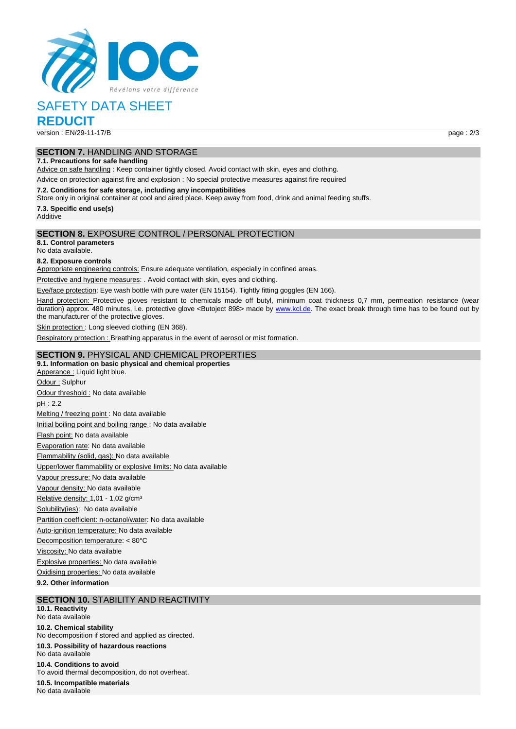# SAFETY DATA SHEET

# REDUCIT

version : EN/29-11-17/B

## SECTION 7. HANDLING AND STORAGE

### 7.1. Precautions for safe handling

Advice on safe handling : Keep container tightly closed. Avoid contact with skin, eyes and clothing.

Advice on protection against fire and explosion : No special protective measures against fire required

### 7.2. Conditions for safe storage, including any incompatibilities

Store only in original container at cool and aired place. Keep away from food, drink and animal feeding stuffs.

### 7.3. Specific end use(s)

Additive

## SECTION 8. EXPOSURE CONTROL / PERSONAL PROTECTION

### 8.1. Control parameters

No data available.

### 8.2. Exposure controls

Appropriate engineering controls: Ensure adequate ventilation, especially in confined areas.

Protective and hygiene measures: . Avoid contact with skin, eyes and clothing.

Eye/face protection: Eye wash bottle with pure water (EN 15154). Tightly fitting goggles (EN 166).

Hand protection: Protective gloves resistant to chemicals made off butyl, minimum coat thickness 0,7 mm, permeation resistance (wear duration) approx. 480 minutes, i.e. protective glove <Butoject 898> made by www.kcl.de. The exact break through time has to be found out by the manufacturer of the protective gloves.

Skin protection : Long sleeved clothing (EN 368).

Respiratory protection : Breathing apparatus in the event of aerosol or mist formation.

## SECTION 9. PHYSICAL AND CHEMICAL PROPERTIES

### 9.1. Information on basic physical and chemical properties

Apperance : Liquid light blue.

Odour : Sulphur

Odour threshold : No data available

pH : 2.2

Melting / freezing point : No data available

Initial boiling point and boiling range : No data available

Flash point: No data available

Evaporation rate: No data available

Flammability (solid, gas): No data available

Upper/lower flammability or explosive limits: No data available

Vapour pressure: No data available

Vapour density: No data available

Relative density: 1,01 - 1,02 g/cm³

Solubility(ies): No data available

Partition coefficient: n-octanol/water: No data available

Auto-ignition temperature: No data available

Decomposition temperature: < 80°C

Viscosity: No data available

Explosive properties: No data available

Oxidising properties: No data available

### 9.2. Other information

## SECTION 10. STABILITY AND REACTIVITY

### 10.1. Reactivity

No data available

### 10.2. Chemical stability

No decomposition if stored and applied as directed.

### 10.3. Possibility of hazardous reactions

No data available

### 10.4. Conditions to avoid

To avoid thermal decomposition, do not overheat.

### 10.5. Incompatible materials

No data available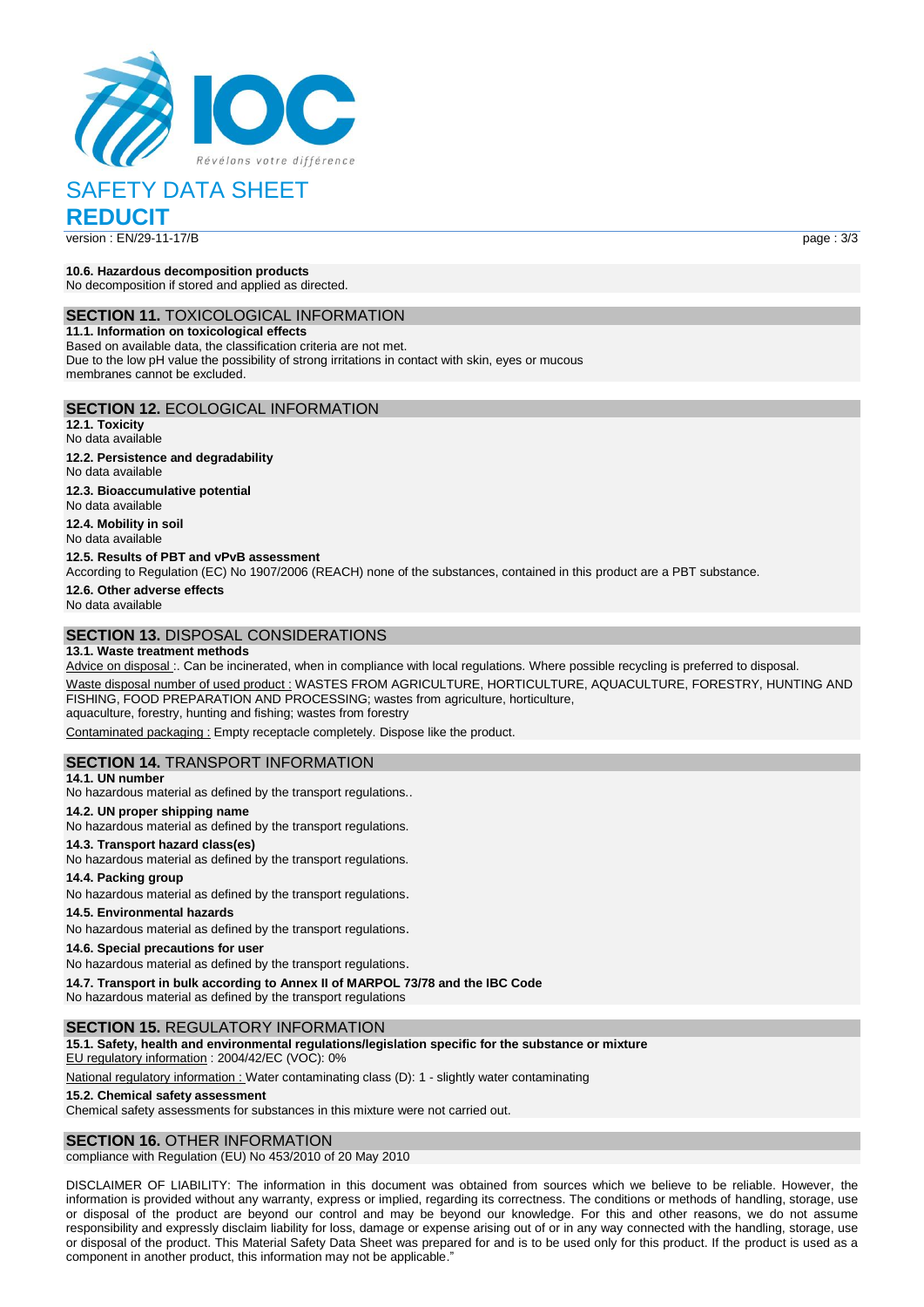# SAFETY DATA SHEET

## REDUCIT

version : EN/29-11-17/B

**10.6. Hazardous decomposition products**

No decomposition if stored and applied as directed.

## SECTION 11. TOXICOLOGICAL INFORMATION

**11.1. Information on toxicological effects**

Based on available data, the classification criteria are not met.
Due to the low pH value the possibility of strong irritations in contact with skin, eyes or mucous membranes cannot be excluded.

## SECTION 12. ECOLOGICAL INFORMATION

**12.1. Toxicity**

No data available

**12.2. Persistence and degradability**

No data available

**12.3. Bioaccumulative potential**

No data available

**12.4. Mobility in soil**

No data available

**12.5. Results of PBT and vPvB assessment**

According to Regulation (EC) No 1907/2006 (REACH) none of the substances, contained in this product are a PBT substance.

**12.6. Other adverse effects**

No data available

## SECTION 13. DISPOSAL CONSIDERATIONS

**13.1. Waste treatment methods**

Advice on disposal :. Can be incinerated, when in compliance with local regulations. Where possible recycling is preferred to disposal.

Waste disposal number of used product : WASTES FROM AGRICULTURE, HORTICULTURE, AQUACULTURE, FORESTRY, HUNTING AND FISHING, FOOD PREPARATION AND PROCESSING; wastes from agriculture, horticulture, aquaculture, forestry, hunting and fishing; wastes from forestry

Contaminated packaging : Empty receptacle completely. Dispose like the product.

## SECTION 14. TRANSPORT INFORMATION

**14.1. UN number**

No hazardous material as defined by the transport regulations..

**14.2. UN proper shipping name**

No hazardous material as defined by the transport regulations.

**14.3. Transport hazard class(es)**

No hazardous material as defined by the transport regulations.

**14.4. Packing group**

No hazardous material as defined by the transport regulations.

**14.5. Environmental hazards**

No hazardous material as defined by the transport regulations.

**14.6. Special precautions for user**

No hazardous material as defined by the transport regulations.

**14.7. Transport in bulk according to Annex II of MARPOL 73/78 and the IBC Code**

No hazardous material as defined by the transport regulations

## SECTION 15. REGULATORY INFORMATION

**15.1. Safety, health and environmental regulations/legislation specific for the substance or mixture**

EU regulatory information : 2004/42/EC (VOC): 0%

National regulatory information : Water contaminating class (D): 1 - slightly water contaminating

**15.2. Chemical safety assessment**

Chemical safety assessments for substances in this mixture were not carried out.

## SECTION 16. OTHER INFORMATION

compliance with Regulation (EU) No 453/2010 of 20 May 2010

DISCLAIMER OF LIABILITY: The information in this document was obtained from sources which we believe to be reliable. However, the information is provided without any warranty, express or implied, regarding its correctness. The conditions or methods of handling, storage, use or disposal of the product are beyond our control and may be beyond our knowledge. For this and other reasons, we do not assume responsibility and expressly disclaim liability for loss, damage or expense arising out of or in any way connected with the handling, storage, use or disposal of the product. This Material Safety Data Sheet was prepared for and is to be used only for this product. If the product is used as a component in another product, this information may not be applicable."